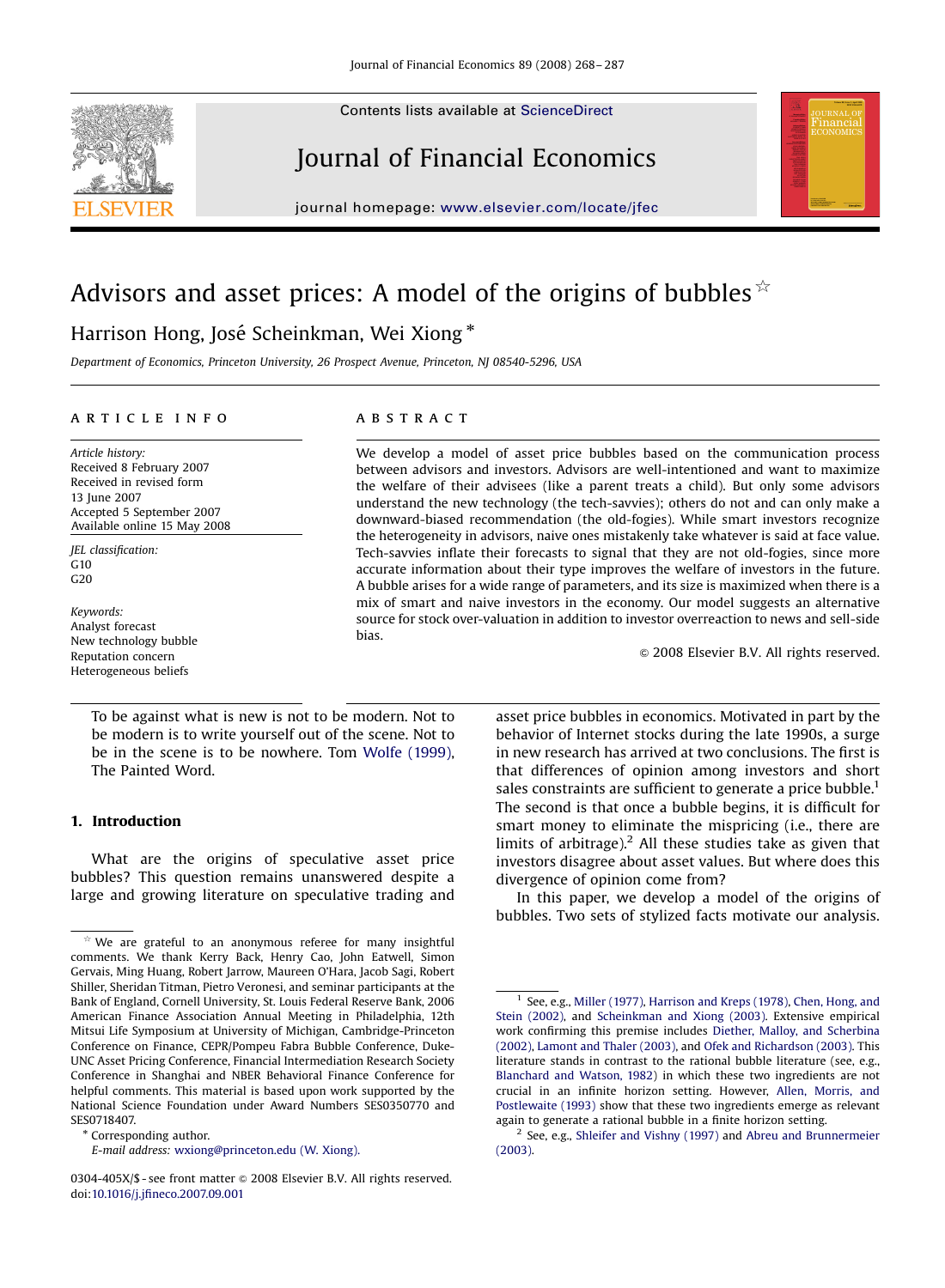# Advisors and asset prices: A model of the origins of bubbles ☆

Harrison Hong, José Scheinkman, Wei Xiong *

*Department of Economics, Princeton University, 26 Prospect Avenue, Princeton, NJ 08540-5296, USA*

**ARTICLE INFO**

*Article history:*
Received 8 February 2007
Received in revised form
13 June 2007
Accepted 5 September 2007
Available online 15 May 2008

*JEL classification:*
G10
G20

*Keywords:*
Analyst forecast
New technology bubble
Reputation concern
Heterogeneous beliefs

**ABSTRACT**

We develop a model of asset price bubbles based on the communication process between advisors and investors. Advisors are well-intentioned and want to maximize the welfare of their advisees (like a parent treats a child). But only some advisors understand the new technology (the tech-savvies); others do not and can only make a downward-biased recommendation (the old-fogies). While smart investors recognize the heterogeneity in advisors, naive ones mistakenly take whatever is said at face value. Tech-savvies inflate their forecasts to signal that they are not old-fogies, since more accurate information about their type improves the welfare of investors in the future. A bubble arises for a wide range of parameters, and its size is maximized when there is a mix of smart and naive investors in the economy. Our model suggests an alternative source for stock over-valuation in addition to investor overreaction to news and sell-side bias.

© 2008 Elsevier B.V. All rights reserved.

> To be against what is new is not to be modern. Not to be modern is to write yourself out of the scene. Not to be in the scene is to be nowhere. Tom Wolfe (1999), The Painted Word.

## 1. Introduction

What are the origins of speculative asset price bubbles? This question remains unanswered despite a large and growing literature on speculative trading and asset price bubbles in economics. Motivated in part by the behavior of Internet stocks during the late 1990s, a surge in new research has arrived at two conclusions. The first is that differences of opinion among investors and short sales constraints are sufficient to generate a price bubble.[1] The second is that once a bubble begins, it is difficult for smart money to eliminate the mispricing (i.e., there are limits of arbitrage).[2] All these studies take as given that investors disagree about asset values. But where does this divergence of opinion come from?

In this paper, we develop a model of the origins of bubbles. Two sets of stylized facts motivate our analysis.

---

☆ We are grateful to an anonymous referee for many insightful comments. We thank Kerry Back, Henry Cao, John Eatwell, Simon Gervais, Ming Huang, Robert Jarrow, Maureen O'Hara, Jacob Sagi, Robert Shiller, Sheridan Titman, Pietro Veronesi, and seminar participants at the Bank of England, Cornell University, St. Louis Federal Reserve Bank, 2006 American Finance Association Annual Meeting in Philadelphia, 12th Mitsui Life Symposium at University of Michigan, Cambridge-Princeton Conference on Finance, CEPR/Pompeu Fabra Bubble Conference, Duke-UNC Asset Pricing Conference, Financial Intermediation Research Society Conference in Shanghai and NBER Behavioral Finance Conference for helpful comments. This material is based upon work supported by the National Science Foundation under Award Numbers SES0350770 and SES0718407.

\* Corresponding author.
*E-mail address:* wxiong@princeton.edu (W. Xiong).

[1] See, e.g., Miller (1977), Harrison and Kreps (1978), Chen, Hong, and Stein (2002), and Scheinkman and Xiong (2003). Extensive empirical work confirming this premise includes Diether, Malloy, and Scherbina (2002), Lamont and Thaler (2003), and Ofek and Richardson (2003). This literature stands in contrast to the rational bubble literature (see, e.g., Blanchard and Watson, 1982) in which these two ingredients are not crucial in an infinite horizon setting. However, Allen, Morris, and Postlewaite (1993) show that these two ingredients emerge as relevant again to generate a rational bubble in a finite horizon setting.

[2] See, e.g., Shleifer and Vishny (1997) and Abreu and Brunnermeier (2003).

0304-405X/$ - see front matter © 2008 Elsevier B.V. All rights reserved.
doi:10.1016/j.jfineco.2007.09.001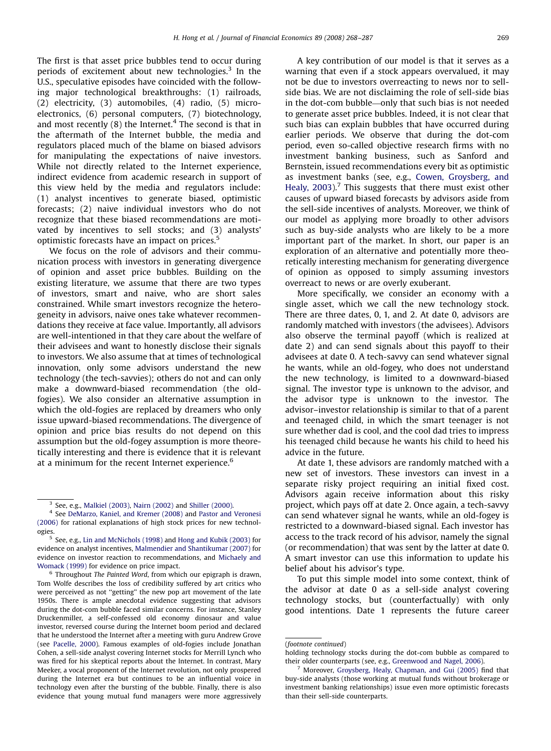The first is that asset price bubbles tend to occur during periods of excitement about new technologies.[3] In the U.S., speculative episodes have coincided with the following major technological breakthroughs: (1) railroads, (2) electricity, (3) automobiles, (4) radio, (5) microelectronics, (6) personal computers, (7) biotechnology, and most recently (8) the Internet.[4] The second is that in the aftermath of the Internet bubble, the media and regulators placed much of the blame on biased advisors for manipulating the expectations of naive investors. While not directly related to the Internet experience, indirect evidence from academic research in support of this view held by the media and regulators include: (1) analyst incentives to generate biased, optimistic forecasts; (2) naive individual investors who do not recognize that these biased recommendations are motivated by incentives to sell stocks; and (3) analysts' optimistic forecasts have an impact on prices.[5]

We focus on the role of advisors and their communication process with investors in generating divergence of opinion and asset price bubbles. Building on the existing literature, we assume that there are two types of investors, smart and naive, who are short sales constrained. While smart investors recognize the heterogeneity in advisors, naive ones take whatever recommendations they receive at face value. Importantly, all advisors are well-intentioned in that they care about the welfare of their advisees and want to honestly disclose their signals to investors. We also assume that at times of technological innovation, only some advisors understand the new technology (the tech-savvies); others do not and can only make a downward-biased recommendation (the old-fogies). We also consider an alternative assumption in which the old-fogies are replaced by dreamers who only issue upward-biased recommendations. The divergence of opinion and price bias results do not depend on this assumption but the old-fogey assumption is more theoretically interesting and there is evidence that it is relevant at a minimum for the recent Internet experience.[6]

A key contribution of our model is that it serves as a warning that even if a stock appears overvalued, it may not be due to investors overreacting to news nor to sell-side bias. We are not disclaiming the role of sell-side bias in the dot-com bubble—only that such bias is not needed to generate asset price bubbles. Indeed, it is not clear that such bias can explain bubbles that have occurred during earlier periods. We observe that during the dot-com period, even so-called objective research firms with no investment banking business, such as Sanford and Bernstein, issued recommendations every bit as optimistic as investment banks (see, e.g., Cowen, Groysberg, and Healy, 2003).[7] This suggests that there must exist other causes of upward biased forecasts by advisors aside from the sell-side incentives of analysts. Moreover, we think of our model as applying more broadly to other advisors such as buy-side analysts who are likely to be a more important part of the market. In short, our paper is an exploration of an alternative and potentially more theoretically interesting mechanism for generating divergence of opinion as opposed to simply assuming investors overreact to news or are overly exuberant.

More specifically, we consider an economy with a single asset, which we call the new technology stock. There are three dates, 0, 1, and 2. At date 0, advisors are randomly matched with investors (the advisees). Advisors also observe the terminal payoff (which is realized at date 2) and can send signals about this payoff to their advisees at date 0. A tech-savvy can send whatever signal he wants, while an old-fogey, who does not understand the new technology, is limited to a downward-biased signal. The investor type is unknown to the advisor, and the advisor type is unknown to the investor. The advisor–investor relationship is similar to that of a parent and teenaged child, in which the smart teenager is not sure whether dad is cool, and the cool dad tries to impress his teenaged child because he wants his child to heed his advice in the future.

At date 1, these advisors are randomly matched with a new set of investors. These investors can invest in a separate risky project requiring an initial fixed cost. Advisors again receive information about this risky project, which pays off at date 2. Once again, a tech-savvy can send whatever signal he wants, while an old-fogey is restricted to a downward-biased signal. Each investor has access to the track record of his advisor, namely the signal (or recommendation) that was sent by the latter at date 0. A smart investor can use this information to update his belief about his advisor's type.

To put this simple model into some context, think of the advisor at date 0 as a sell-side analyst covering technology stocks, but (counterfactually) with only good intentions. Date 1 represents the future career

---

[3] See, e.g., Malkiel (2003), Nairn (2002) and Shiller (2000).

[4] See DeMarzo, Kaniel, and Kremer (2008) and Pastor and Veronesi (2006) for rational explanations of high stock prices for new technologies.

[5] See, e.g., Lin and McNichols (1998) and Hong and Kubik (2003) for evidence on analyst incentives, Malmendier and Shantikumar (2007) for evidence on investor reaction to recommendations, and Michaely and Womack (1999) for evidence on price impact.

[6] Throughout *The Painted Word*, from which our epigraph is drawn, Tom Wolfe describes the loss of credibility suffered by art critics who were perceived as not "getting" the new pop art movement of the late 1950s. There is ample anecdotal evidence suggesting that advisors during the dot-com bubble faced similar concerns. For instance, Stanley Druckenmiller, a self-confessed old economy dinosaur and value investor, reversed course during the Internet boom period and declared that he understood the Internet after a meeting with guru Andrew Grove (see Pacelle, 2000). Famous examples of old-fogies include Jonathan Cohen, a sell-side analyst covering Internet stocks for Merrill Lynch who was fired for his skeptical reports about the Internet. In contrast, Mary Meeker, a vocal proponent of the Internet revolution, not only prospered during the Internet era but continues to be an influential voice in technology even after the bursting of the bubble. Finally, there is also evidence that young mutual fund managers were more aggressively holding technology stocks during the dot-com bubble as compared to their older counterparts (see, e.g., Greenwood and Nagel, 2006).

[7] Moreover, Groysberg, Healy, Chapman, and Gui (2005) find that buy-side analysts (those working at mutual funds without brokerage or investment banking relationships) issue even more optimistic forecasts than their sell-side counterparts.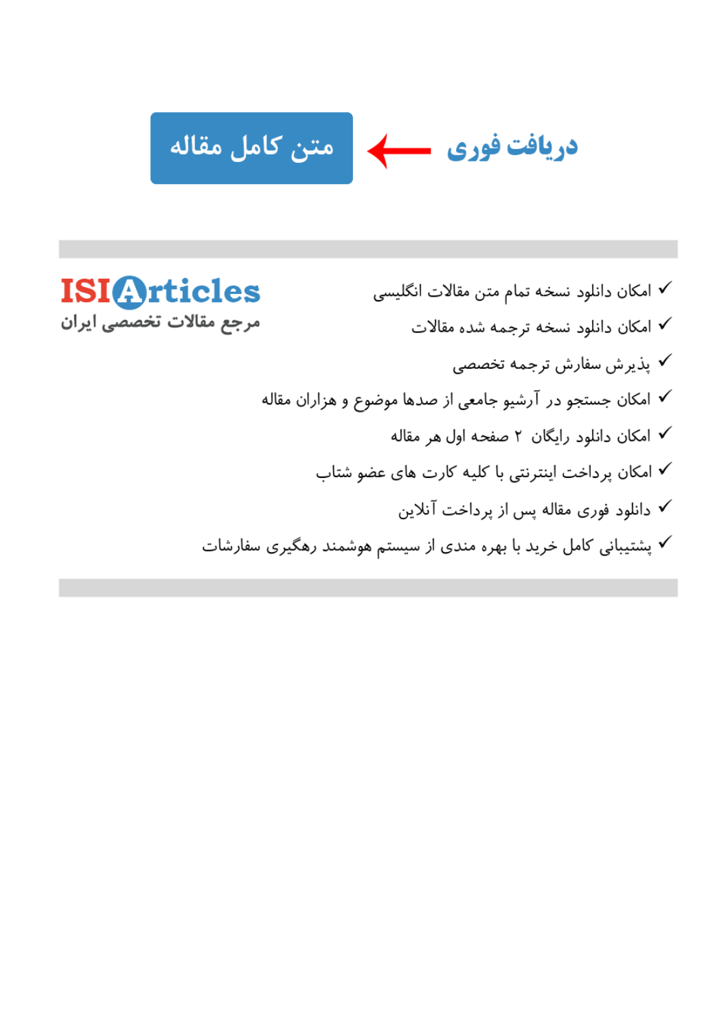**متن کامل مقاله** ← **دریافت فوری**

**ISIArticles**
مرجع مقالات تخصصی ایران

- ✓ امکان دانلود نسخه تمام متن مقالات انگلیسی
- ✓ امکان دانلود نسخه ترجمه شده مقالات
- ✓ پذیرش سفارش ترجمه تخصصی
- ✓ امکان جستجو در آرشیو جامعی از صدها موضوع و هزاران مقاله
- ✓ امکان دانلود رایگان ۲ صفحه اول هر مقاله
- ✓ امکان پرداخت اینترنتی با کلیه کارت های عضو شتاب
- ✓ دانلود فوری مقاله پس از پرداخت آنلاین
- ✓ پشتیبانی کامل خرید با بهره مندی از سیستم هوشمند رهگیری سفارشات